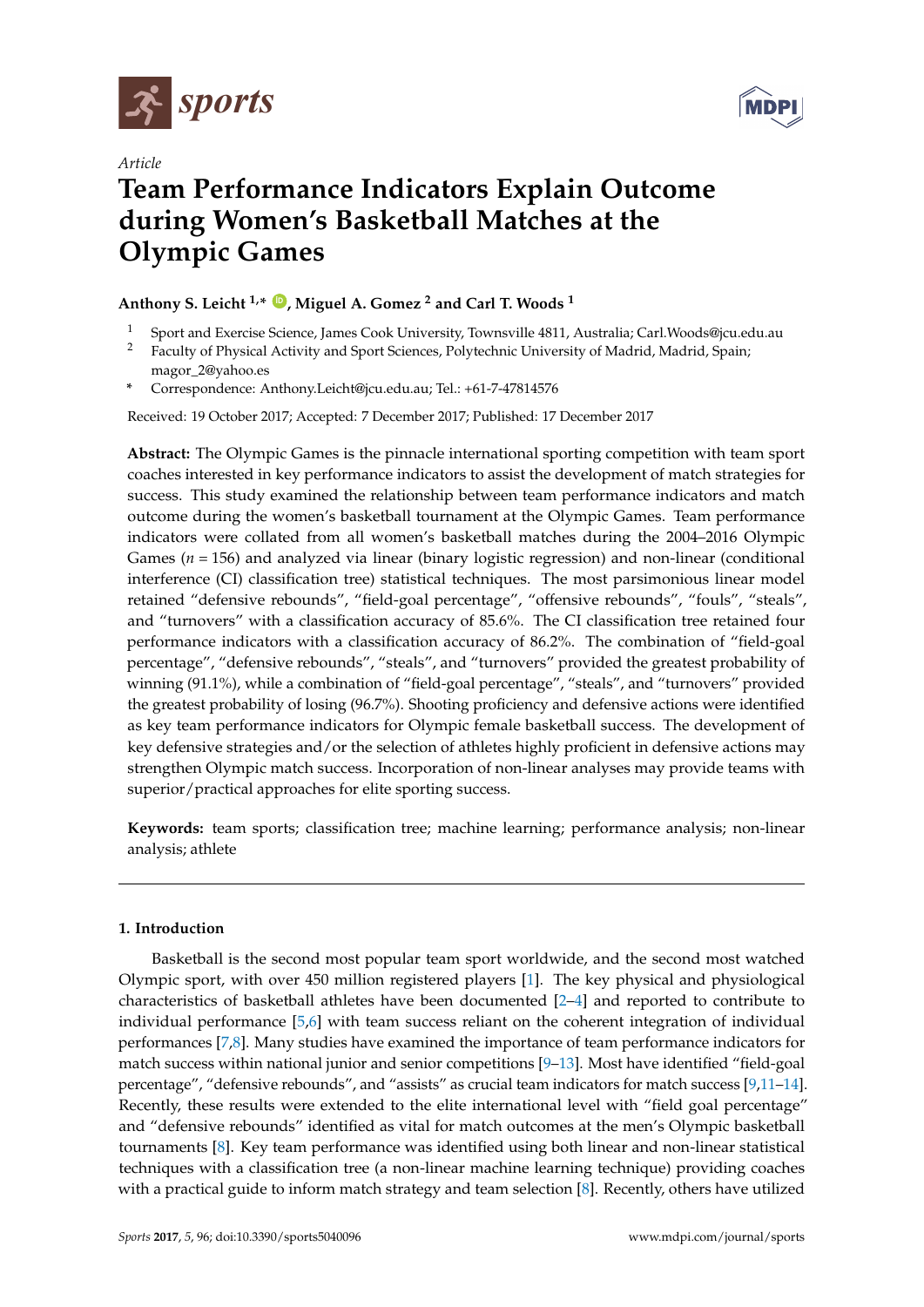*sports*

Article

# Team Performance Indicators Explain Outcome during Women's Basketball Matches at the Olympic Games

**Anthony S. Leicht [1,*], Miguel A. Gomez [2] and Carl T. Woods [1]**

[1] Sport and Exercise Science, James Cook University, Townsville 4811, Australia; Carl.Woods@jcu.edu.au

[2] Faculty of Physical Activity and Sport Sciences, Polytechnic University of Madrid, Madrid, Spain; magor_2@yahoo.es

\* Correspondence: Anthony.Leicht@jcu.edu.au; Tel.: +61-7-47814576

Received: 19 October 2017; Accepted: 7 December 2017; Published: 17 December 2017

**Abstract:** The Olympic Games is the pinnacle international sporting competition with team sport coaches interested in key performance indicators to assist the development of match strategies for success. This study examined the relationship between team performance indicators and match outcome during the women's basketball tournament at the Olympic Games. Team performance indicators were collated from all women's basketball matches during the 2004–2016 Olympic Games ($n = 156$) and analyzed via linear (binary logistic regression) and non-linear (conditional interference (CI) classification tree) statistical techniques. The most parsimonious linear model retained "defensive rebounds", "field-goal percentage", "offensive rebounds", "fouls", "steals", and "turnovers" with a classification accuracy of 85.6%. The CI classification tree retained four performance indicators with a classification accuracy of 86.2%. The combination of "field-goal percentage", "defensive rebounds", "steals", and "turnovers" provided the greatest probability of winning (91.1%), while a combination of "field-goal percentage", "steals", and "turnovers" provided the greatest probability of losing (96.7%). Shooting proficiency and defensive actions were identified as key team performance indicators for Olympic female basketball success. The development of key defensive strategies and/or the selection of athletes highly proficient in defensive actions may strengthen Olympic match success. Incorporation of non-linear analyses may provide teams with superior/practical approaches for elite sporting success.

**Keywords:** team sports; classification tree; machine learning; performance analysis; non-linear analysis; athlete

## 1. Introduction

Basketball is the second most popular team sport worldwide, and the second most watched Olympic sport, with over 450 million registered players [1]. The key physical and physiological characteristics of basketball athletes have been documented [2–4] and reported to contribute to individual performance [5,6] with team success reliant on the coherent integration of individual performances [7,8]. Many studies have examined the importance of team performance indicators for match success within national junior and senior competitions [9–13]. Most have identified "field-goal percentage", "defensive rebounds", and "assists" as crucial team indicators for match success [9,11–14]. Recently, these results were extended to the elite international level with "field goal percentage" and "defensive rebounds" identified as vital for match outcomes at the men's Olympic basketball tournaments [8]. Key team performance was identified using both linear and non-linear statistical techniques with a classification tree (a non-linear machine learning technique) providing coaches with a practical guide to inform match strategy and team selection [8]. Recently, others have utilized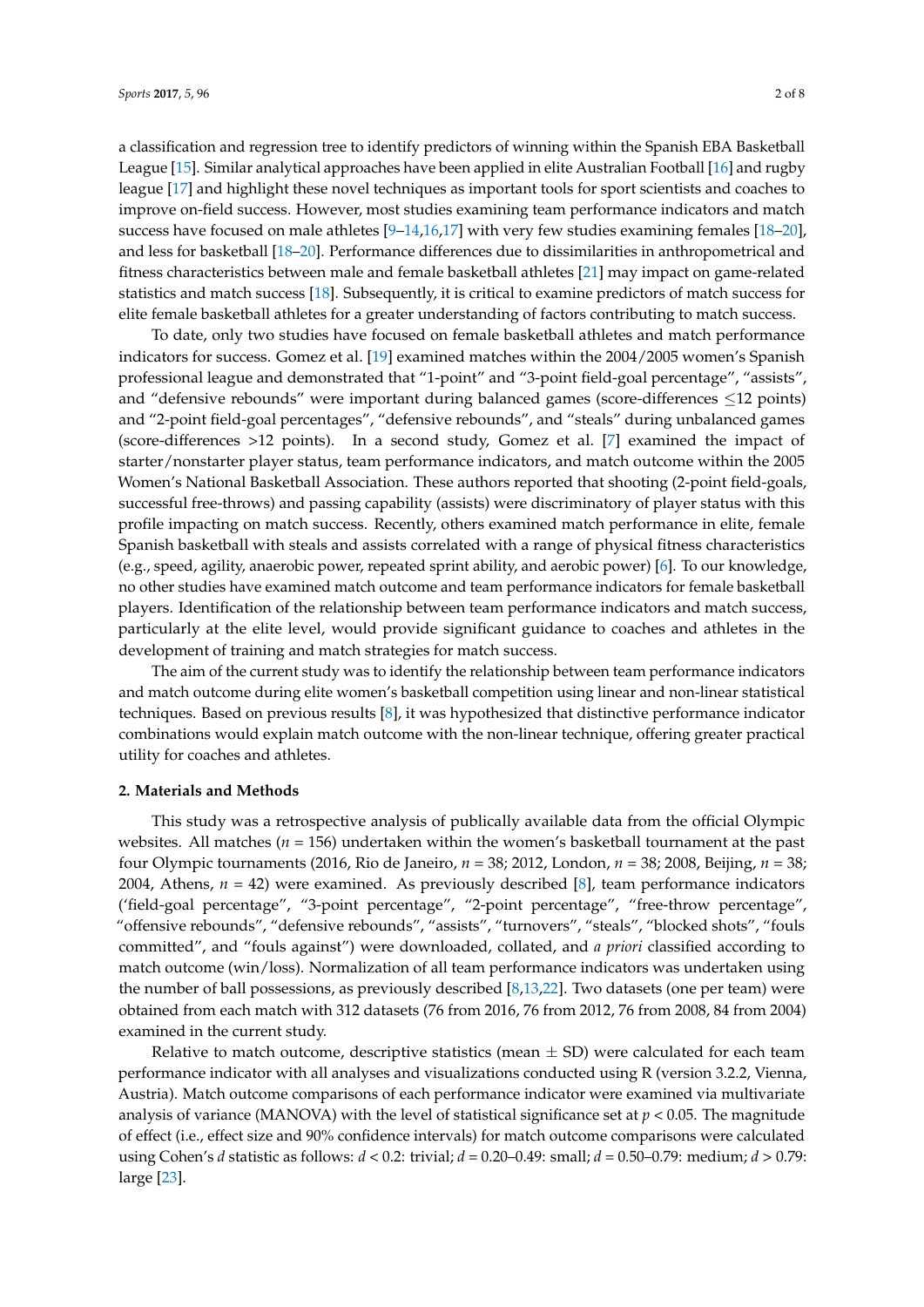a classification and regression tree to identify predictors of winning within the Spanish EBA Basketball League [15]. Similar analytical approaches have been applied in elite Australian Football [16] and rugby league [17] and highlight these novel techniques as important tools for sport scientists and coaches to improve on-field success. However, most studies examining team performance indicators and match success have focused on male athletes [9–14,16,17] with very few studies examining females [18–20], and less for basketball [18–20]. Performance differences due to dissimilarities in anthropometrical and fitness characteristics between male and female basketball athletes [21] may impact on game-related statistics and match success [18]. Subsequently, it is critical to examine predictors of match success for elite female basketball athletes for a greater understanding of factors contributing to match success.

To date, only two studies have focused on female basketball athletes and match performance indicators for success. Gomez et al. [19] examined matches within the 2004/2005 women's Spanish professional league and demonstrated that "1-point" and "3-point field-goal percentage", "assists", and "defensive rebounds" were important during balanced games (score-differences $\leq$12 points) and "2-point field-goal percentages", "defensive rebounds", and "steals" during unbalanced games (score-differences >12 points). In a second study, Gomez et al. [7] examined the impact of starter/nonstarter player status, team performance indicators, and match outcome within the 2005 Women's National Basketball Association. These authors reported that shooting (2-point field-goals, successful free-throws) and passing capability (assists) were discriminatory of player status with this profile impacting on match success. Recently, others examined match performance in elite, female Spanish basketball with steals and assists correlated with a range of physical fitness characteristics (e.g., speed, agility, anaerobic power, repeated sprint ability, and aerobic power) [6]. To our knowledge, no other studies have examined match outcome and team performance indicators for female basketball players. Identification of the relationship between team performance indicators and match success, particularly at the elite level, would provide significant guidance to coaches and athletes in the development of training and match strategies for match success.

The aim of the current study was to identify the relationship between team performance indicators and match outcome during elite women's basketball competition using linear and non-linear statistical techniques. Based on previous results [8], it was hypothesized that distinctive performance indicator combinations would explain match outcome with the non-linear technique, offering greater practical utility for coaches and athletes.

## 2. Materials and Methods

This study was a retrospective analysis of publically available data from the official Olympic websites. All matches ($n$ = 156) undertaken within the women's basketball tournament at the past four Olympic tournaments (2016, Rio de Janeiro, $n$ = 38; 2012, London, $n$ = 38; 2008, Beijing, $n$ = 38; 2004, Athens, $n$ = 42) were examined. As previously described [8], team performance indicators ('field-goal percentage", "3-point percentage", "2-point percentage", "free-throw percentage", "offensive rebounds", "defensive rebounds", "assists", "turnovers", "steals", "blocked shots", "fouls committed", and "fouls against") were downloaded, collated, and *a priori* classified according to match outcome (win/loss). Normalization of all team performance indicators was undertaken using the number of ball possessions, as previously described [8,13,22]. Two datasets (one per team) were obtained from each match with 312 datasets (76 from 2016, 76 from 2012, 76 from 2008, 84 from 2004) examined in the current study.

Relative to match outcome, descriptive statistics (mean $\pm$ SD) were calculated for each team performance indicator with all analyses and visualizations conducted using R (version 3.2.2, Vienna, Austria). Match outcome comparisons of each performance indicator were examined via multivariate analysis of variance (MANOVA) with the level of statistical significance set at $p < 0.05$. The magnitude of effect (i.e., effect size and 90% confidence intervals) for match outcome comparisons were calculated using Cohen's $d$ statistic as follows: $d < 0.2$: trivial; $d$ = 0.20–0.49: small; $d$ = 0.50–0.79: medium; $d > 0.79$: large [23].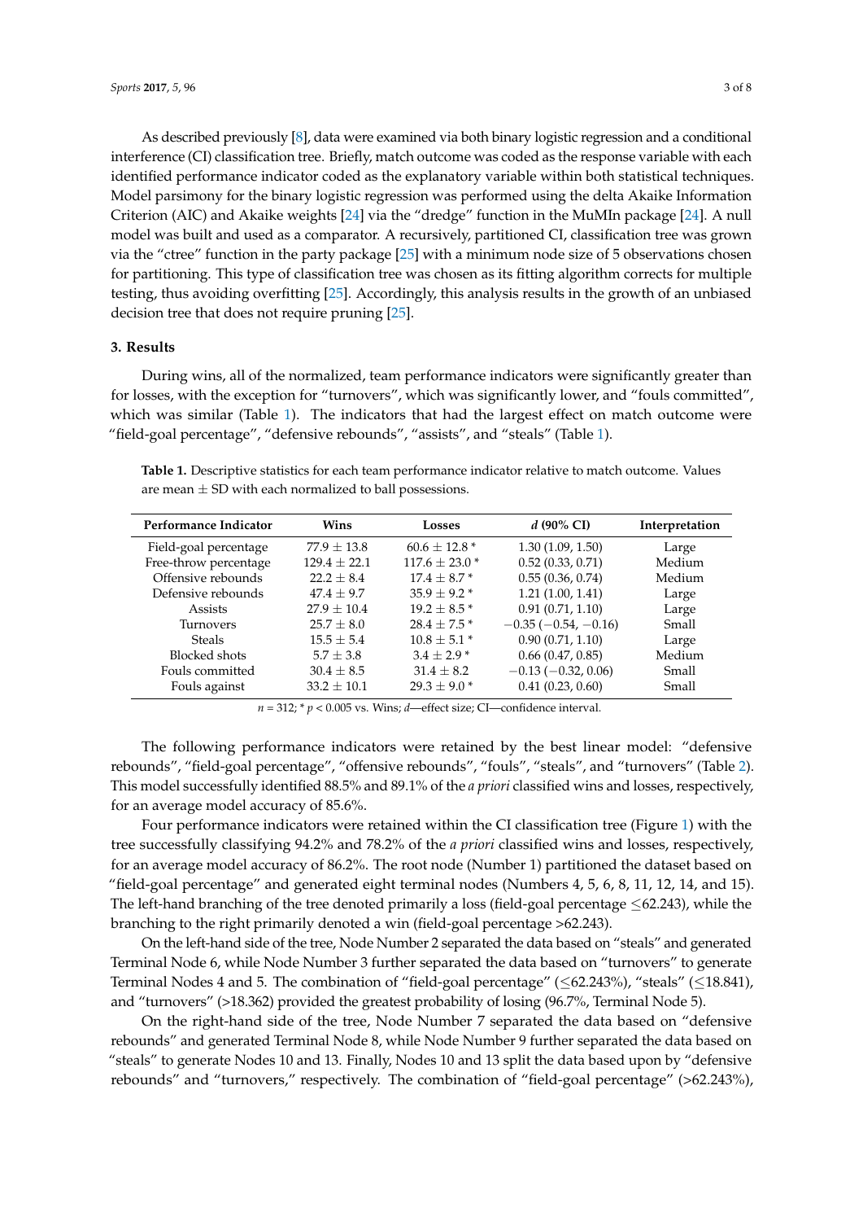As described previously [8], data were examined via both binary logistic regression and a conditional interference (CI) classification tree. Briefly, match outcome was coded as the response variable with each identified performance indicator coded as the explanatory variable within both statistical techniques. Model parsimony for the binary logistic regression was performed using the delta Akaike Information Criterion (AIC) and Akaike weights [24] via the "dredge" function in the MuMIn package [24]. A null model was built and used as a comparator. A recursively, partitioned CI, classification tree was grown via the "ctree" function in the party package [25] with a minimum node size of 5 observations chosen for partitioning. This type of classification tree was chosen as its fitting algorithm corrects for multiple testing, thus avoiding overfitting [25]. Accordingly, this analysis results in the growth of an unbiased decision tree that does not require pruning [25].

### 3. Results

During wins, all of the normalized, team performance indicators were significantly greater than for losses, with the exception for "turnovers", which was significantly lower, and "fouls committed", which was similar (Table 1). The indicators that had the largest effect on match outcome were "field-goal percentage", "defensive rebounds", "assists", and "steals" (Table 1).

**Table 1.** Descriptive statistics for each team performance indicator relative to match outcome. Values are mean ± SD with each normalized to ball possessions.

| Performance Indicator | Wins | Losses | $d$ (90% CI) | Interpretation |
|---|---|---|---|---|
| Field-goal percentage | 77.9 ± 13.8 | 60.6 ± 12.8 * | 1.30 (1.09, 1.50) | Large |
| Free-throw percentage | 129.4 ± 22.1 | 117.6 ± 23.0 * | 0.52 (0.33, 0.71) | Medium |
| Offensive rebounds | 22.2 ± 8.4 | 17.4 ± 8.7 * | 0.55 (0.36, 0.74) | Medium |
| Defensive rebounds | 47.4 ± 9.7 | 35.9 ± 9.2 * | 1.21 (1.00, 1.41) | Large |
| Assists | 27.9 ± 10.4 | 19.2 ± 8.5 * | 0.91 (0.71, 1.10) | Large |
| Turnovers | 25.7 ± 8.0 | 28.4 ± 7.5 * | −0.35 (−0.54, −0.16) | Small |
| Steals | 15.5 ± 5.4 | 10.8 ± 5.1 * | 0.90 (0.71, 1.10) | Large |
| Blocked shots | 5.7 ± 3.8 | 3.4 ± 2.9 * | 0.66 (0.47, 0.85) | Medium |
| Fouls committed | 30.4 ± 8.5 | 31.4 ± 8.2 | −0.13 (−0.32, 0.06) | Small |
| Fouls against | 33.2 ± 10.1 | 29.3 ± 9.0 * | 0.41 (0.23, 0.60) | Small |

$n$ = 312; * $p < 0.005$ vs. Wins; $d$—effect size; CI—confidence interval.

The following performance indicators were retained by the best linear model: "defensive rebounds", "field-goal percentage", "offensive rebounds", "fouls", "steals", and "turnovers" (Table 2). This model successfully identified 88.5% and 89.1% of the *a priori* classified wins and losses, respectively, for an average model accuracy of 85.6%.

Four performance indicators were retained within the CI classification tree (Figure 1) with the tree successfully classifying 94.2% and 78.2% of the *a priori* classified wins and losses, respectively, for an average model accuracy of 86.2%. The root node (Number 1) partitioned the dataset based on "field-goal percentage" and generated eight terminal nodes (Numbers 4, 5, 6, 8, 11, 12, 14, and 15). The left-hand branching of the tree denoted primarily a loss (field-goal percentage ≤62.243), while the branching to the right primarily denoted a win (field-goal percentage >62.243).

On the left-hand side of the tree, Node Number 2 separated the data based on "steals" and generated Terminal Node 6, while Node Number 3 further separated the data based on "turnovers" to generate Terminal Nodes 4 and 5. The combination of "field-goal percentage" (≤62.243%), "steals" (≤18.841), and "turnovers" (>18.362) provided the greatest probability of losing (96.7%, Terminal Node 5).

On the right-hand side of the tree, Node Number 7 separated the data based on "defensive rebounds" and generated Terminal Node 8, while Node Number 9 further separated the data based on "steals" to generate Nodes 10 and 13. Finally, Nodes 10 and 13 split the data based upon by "defensive rebounds" and "turnovers," respectively. The combination of "field-goal percentage" (>62.243%),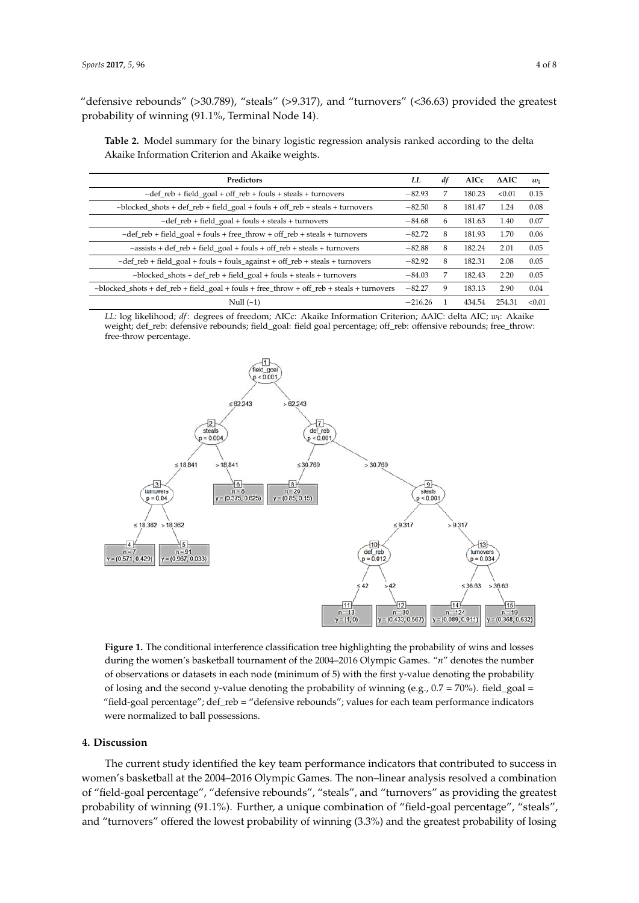"defensive rebounds" (>30.789), "steals" (>9.317), and "turnovers" (<36.63) provided the greatest probability of winning (91.1%, Terminal Node 14).

**Table 2.** Model summary for the binary logistic regression analysis ranked according to the delta Akaike Information Criterion and Akaike weights.

| Predictors | *LL* | *df* | AICc | ΔAIC | $w_i$ |
|---|---|---|---|---|---|
| ~def_reb + field_goal + off_reb + fouls + steals + turnovers | −82.93 | 7 | 180.23 | <0.01 | 0.15 |
| ~blocked_shots + def_reb + field_goal + fouls + off_reb + steals + turnovers | −82.50 | 8 | 181.47 | 1.24 | 0.08 |
| ~def_reb + field_goal + fouls + steals + turnovers | −84.68 | 6 | 181.63 | 1.40 | 0.07 |
| ~def_reb + field_goal + fouls + free_throw + off_reb + steals + turnovers | −82.72 | 8 | 181.93 | 1.70 | 0.06 |
| ~assists + def_reb + field_goal + fouls + off_reb + steals + turnovers | −82.88 | 8 | 182.24 | 2.01 | 0.05 |
| ~def_reb + field_goal + fouls + fouls_against + off_reb + steals + turnovers | −82.92 | 8 | 182.31 | 2.08 | 0.05 |
| ~blocked_shots + def_reb + field_goal + fouls + steals + turnovers | −84.03 | 7 | 182.43 | 2.20 | 0.05 |
| ~blocked_shots + def_reb + field_goal + fouls + free_throw + off_reb + steals + turnovers | −82.27 | 9 | 183.13 | 2.90 | 0.04 |
| Null (~1) | −216.26 | 1 | 434.54 | 254.31 | <0.01 |

*LL*: log likelihood; *df*: degrees of freedom; AICc: Akaike Information Criterion; ΔAIC: delta AIC; $w_i$: Akaike weight; def_reb: defensive rebounds; field_goal: field goal percentage; off_reb: offensive rebounds; free_throw: free-throw percentage.

**Figure 1.** The conditional interference classification tree highlighting the probability of wins and losses during the women's basketball tournament of the 2004–2016 Olympic Games. "*n*" denotes the number of observations or datasets in each node (minimum of 5) with the first y-value denoting the probability of losing and the second y-value denoting the probability of winning (e.g., 0.7 = 70%). field_goal = "field-goal percentage"; def_reb = "defensive rebounds"; values for each team performance indicators were normalized to ball possessions.

## 4. Discussion

The current study identified the key team performance indicators that contributed to success in women's basketball at the 2004–2016 Olympic Games. The non–linear analysis resolved a combination of "field-goal percentage", "defensive rebounds", "steals", and "turnovers" as providing the greatest probability of winning (91.1%). Further, a unique combination of "field-goal percentage", "steals", and "turnovers" offered the lowest probability of winning (3.3%) and the greatest probability of losing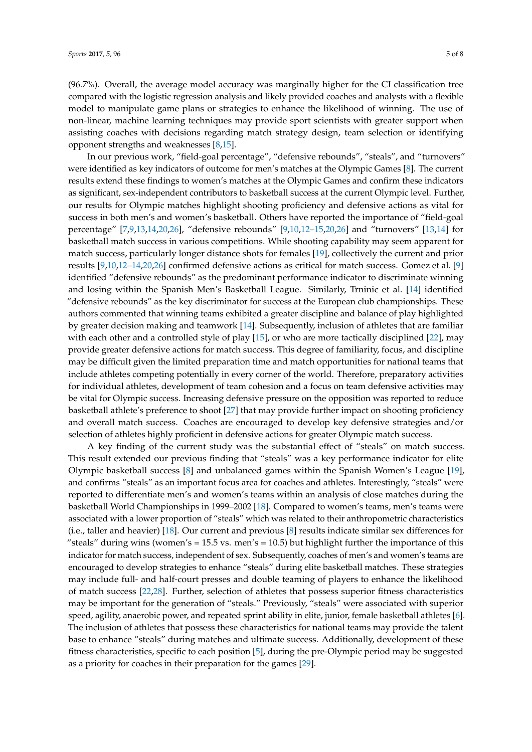(96.7%). Overall, the average model accuracy was marginally higher for the CI classification tree compared with the logistic regression analysis and likely provided coaches and analysts with a flexible model to manipulate game plans or strategies to enhance the likelihood of winning. The use of non-linear, machine learning techniques may provide sport scientists with greater support when assisting coaches with decisions regarding match strategy design, team selection or identifying opponent strengths and weaknesses [8,15].

In our previous work, "field-goal percentage", "defensive rebounds", "steals", and "turnovers" were identified as key indicators of outcome for men's matches at the Olympic Games [8]. The current results extend these findings to women's matches at the Olympic Games and confirm these indicators as significant, sex-independent contributors to basketball success at the current Olympic level. Further, our results for Olympic matches highlight shooting proficiency and defensive actions as vital for success in both men's and women's basketball. Others have reported the importance of "field-goal percentage" [7,9,13,14,20,26], "defensive rebounds" [9,10,12–15,20,26] and "turnovers" [13,14] for basketball match success in various competitions. While shooting capability may seem apparent for match success, particularly longer distance shots for females [19], collectively the current and prior results [9,10,12–14,20,26] confirmed defensive actions as critical for match success. Gomez et al. [9] identified "defensive rebounds" as the predominant performance indicator to discriminate winning and losing within the Spanish Men's Basketball League. Similarly, Trninic et al. [14] identified "defensive rebounds" as the key discriminator for success at the European club championships. These authors commented that winning teams exhibited a greater discipline and balance of play highlighted by greater decision making and teamwork [14]. Subsequently, inclusion of athletes that are familiar with each other and a controlled style of play [15], or who are more tactically disciplined [22], may provide greater defensive actions for match success. This degree of familiarity, focus, and discipline may be difficult given the limited preparation time and match opportunities for national teams that include athletes competing potentially in every corner of the world. Therefore, preparatory activities for individual athletes, development of team cohesion and a focus on team defensive activities may be vital for Olympic success. Increasing defensive pressure on the opposition was reported to reduce basketball athlete's preference to shoot [27] that may provide further impact on shooting proficiency and overall match success. Coaches are encouraged to develop key defensive strategies and/or selection of athletes highly proficient in defensive actions for greater Olympic match success.

A key finding of the current study was the substantial effect of "steals" on match success. This result extended our previous finding that "steals" was a key performance indicator for elite Olympic basketball success [8] and unbalanced games within the Spanish Women's League [19], and confirms "steals" as an important focus area for coaches and athletes. Interestingly, "steals" were reported to differentiate men's and women's teams within an analysis of close matches during the basketball World Championships in 1999–2002 [18]. Compared to women's teams, men's teams were associated with a lower proportion of "steals" which was related to their anthropometric characteristics (i.e., taller and heavier) [18]. Our current and previous [8] results indicate similar sex differences for "steals" during wins (women's = 15.5 vs. men's = 10.5) but highlight further the importance of this indicator for match success, independent of sex. Subsequently, coaches of men's and women's teams are encouraged to develop strategies to enhance "steals" during elite basketball matches. These strategies may include full- and half-court presses and double teaming of players to enhance the likelihood of match success [22,28]. Further, selection of athletes that possess superior fitness characteristics may be important for the generation of "steals." Previously, "steals" were associated with superior speed, agility, anaerobic power, and repeated sprint ability in elite, junior, female basketball athletes [6]. The inclusion of athletes that possess these characteristics for national teams may provide the talent base to enhance "steals" during matches and ultimate success. Additionally, development of these fitness characteristics, specific to each position [5], during the pre-Olympic period may be suggested as a priority for coaches in their preparation for the games [29].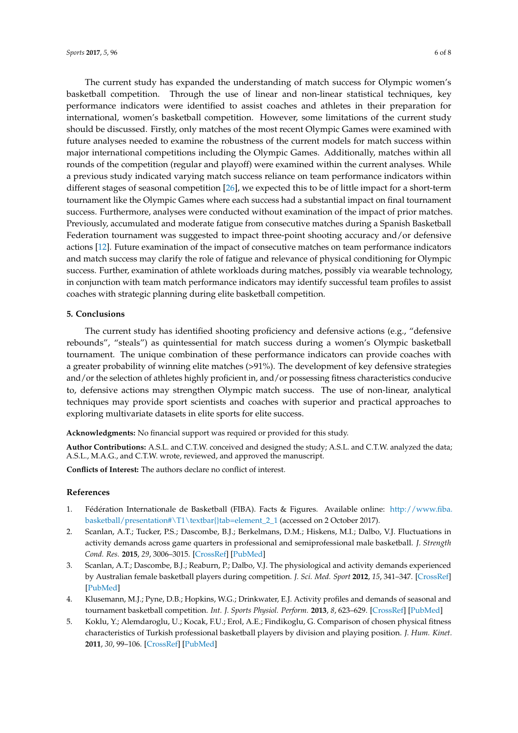The current study has expanded the understanding of match success for Olympic women's basketball competition. Through the use of linear and non-linear statistical techniques, key performance indicators were identified to assist coaches and athletes in their preparation for international, women's basketball competition. However, some limitations of the current study should be discussed. Firstly, only matches of the most recent Olympic Games were examined with future analyses needed to examine the robustness of the current models for match success within major international competitions including the Olympic Games. Additionally, matches within all rounds of the competition (regular and playoff) were examined within the current analyses. While a previous study indicated varying match success reliance on team performance indicators within different stages of seasonal competition [26], we expected this to be of little impact for a short-term tournament like the Olympic Games where each success had a substantial impact on final tournament success. Furthermore, analyses were conducted without examination of the impact of prior matches. Previously, accumulated and moderate fatigue from consecutive matches during a Spanish Basketball Federation tournament was suggested to impact three-point shooting accuracy and/or defensive actions [12]. Future examination of the impact of consecutive matches on team performance indicators and match success may clarify the role of fatigue and relevance of physical conditioning for Olympic success. Further, examination of athlete workloads during matches, possibly via wearable technology, in conjunction with team match performance indicators may identify successful team profiles to assist coaches with strategic planning during elite basketball competition.

## 5. Conclusions

The current study has identified shooting proficiency and defensive actions (e.g., "defensive rebounds", "steals") as quintessential for match success during a women's Olympic basketball tournament. The unique combination of these performance indicators can provide coaches with a greater probability of winning elite matches (>91%). The development of key defensive strategies and/or the selection of athletes highly proficient in, and/or possessing fitness characteristics conducive to, defensive actions may strengthen Olympic match success. The use of non-linear, analytical techniques may provide sport scientists and coaches with superior and practical approaches to exploring multivariate datasets in elite sports for elite success.

**Acknowledgments:** No financial support was required or provided for this study.

**Author Contributions:** A.S.L. and C.T.W. conceived and designed the study; A.S.L. and C.T.W. analyzed the data; A.S.L., M.A.G., and C.T.W. wrote, reviewed, and approved the manuscript.

**Conflicts of Interest:** The authors declare no conflict of interest.

## References

1. Fédération Internationale de Basketball (FIBA). Facts & Figures. Available online: http://www.fiba.basketball/presentation#\T1\textbar{}tab=element_2_1 (accessed on 2 October 2017).
2. Scanlan, A.T.; Tucker, P.S.; Dascombe, B.J.; Berkelmans, D.M.; Hiskens, M.I.; Dalbo, V.J. Fluctuations in activity demands across game quarters in professional and semiprofessional male basketball. *J. Strength Cond. Res.* **2015**, *29*, 3006–3015. [CrossRef] [PubMed]
3. Scanlan, A.T.; Dascombe, B.J.; Reaburn, P.; Dalbo, V.J. The physiological and activity demands experienced by Australian female basketball players during competition. *J. Sci. Med. Sport* **2012**, *15*, 341–347. [CrossRef] [PubMed]
4. Klusemann, M.J.; Pyne, D.B.; Hopkins, W.G.; Drinkwater, E.J. Activity profiles and demands of seasonal and tournament basketball competition. *Int. J. Sports Physiol. Perform.* **2013**, *8*, 623–629. [CrossRef] [PubMed]
5. Koklu, Y.; Alemdaroglu, U.; Kocak, F.U.; Erol, A.E.; Findikoglu, G. Comparison of chosen physical fitness characteristics of Turkish professional basketball players by division and playing position. *J. Hum. Kinet.* **2011**, *30*, 99–106. [CrossRef] [PubMed]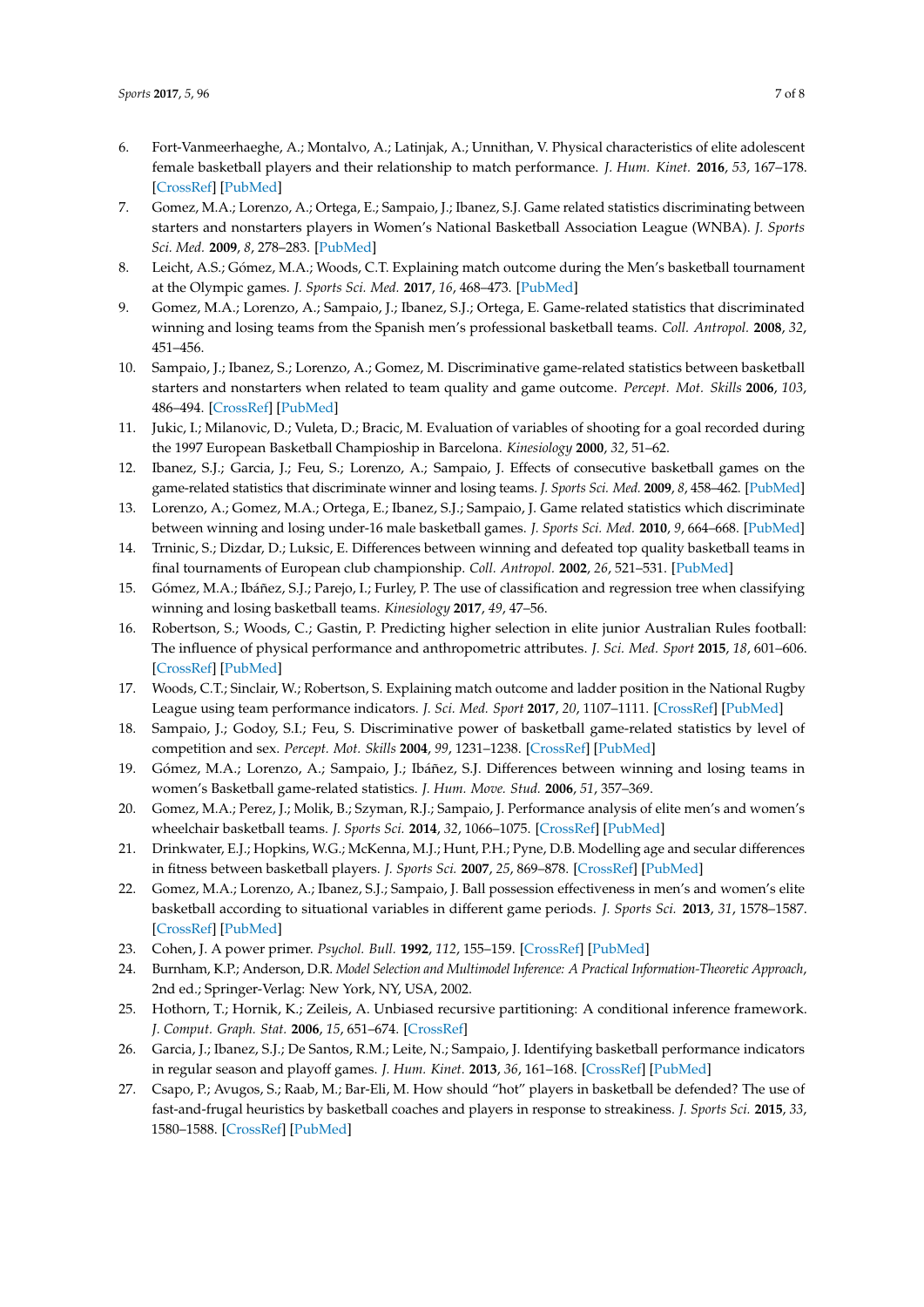6. Fort-Vanmeerhaeghe, A.; Montalvo, A.; Latinjak, A.; Unnithan, V. Physical characteristics of elite adolescent female basketball players and their relationship to match performance. *J. Hum. Kinet.* **2016**, *53*, 167–178. [CrossRef] [PubMed]
7. Gomez, M.A.; Lorenzo, A.; Ortega, E.; Sampaio, J.; Ibanez, S.J. Game related statistics discriminating between starters and nonstarters players in Women's National Basketball Association League (WNBA). *J. Sports Sci. Med.* **2009**, *8*, 278–283. [PubMed]
8. Leicht, A.S.; Gómez, M.A.; Woods, C.T. Explaining match outcome during the Men's basketball tournament at the Olympic games. *J. Sports Sci. Med.* **2017**, *16*, 468–473. [PubMed]
9. Gomez, M.A.; Lorenzo, A.; Sampaio, J.; Ibanez, S.J.; Ortega, E. Game-related statistics that discriminated winning and losing teams from the Spanish men's professional basketball teams. *Coll. Antropol.* **2008**, *32*, 451–456.
10. Sampaio, J.; Ibanez, S.; Lorenzo, A.; Gomez, M. Discriminative game-related statistics between basketball starters and nonstarters when related to team quality and game outcome. *Percept. Mot. Skills* **2006**, *103*, 486–494. [CrossRef] [PubMed]
11. Jukic, I.; Milanovic, D.; Vuleta, D.; Bracic, M. Evaluation of variables of shooting for a goal recorded during the 1997 European Basketball Champioship in Barcelona. *Kinesiology* **2000**, *32*, 51–62.
12. Ibanez, S.J.; Garcia, J.; Feu, S.; Lorenzo, A.; Sampaio, J. Effects of consecutive basketball games on the game-related statistics that discriminate winner and losing teams. *J. Sports Sci. Med.* **2009**, *8*, 458–462. [PubMed]
13. Lorenzo, A.; Gomez, M.A.; Ortega, E.; Ibanez, S.J.; Sampaio, J. Game related statistics which discriminate between winning and losing under-16 male basketball games. *J. Sports Sci. Med.* **2010**, *9*, 664–668. [PubMed]
14. Trninic, S.; Dizdar, D.; Luksic, E. Differences between winning and defeated top quality basketball teams in final tournaments of European club championship. *Coll. Antropol.* **2002**, *26*, 521–531. [PubMed]
15. Gómez, M.A.; Ibáñez, S.J.; Parejo, I.; Furley, P. The use of classification and regression tree when classifying winning and losing basketball teams. *Kinesiology* **2017**, *49*, 47–56.
16. Robertson, S.; Woods, C.; Gastin, P. Predicting higher selection in elite junior Australian Rules football: The influence of physical performance and anthropometric attributes. *J. Sci. Med. Sport* **2015**, *18*, 601–606. [CrossRef] [PubMed]
17. Woods, C.T.; Sinclair, W.; Robertson, S. Explaining match outcome and ladder position in the National Rugby League using team performance indicators. *J. Sci. Med. Sport* **2017**, *20*, 1107–1111. [CrossRef] [PubMed]
18. Sampaio, J.; Godoy, S.I.; Feu, S. Discriminative power of basketball game-related statistics by level of competition and sex. *Percept. Mot. Skills* **2004**, *99*, 1231–1238. [CrossRef] [PubMed]
19. Gómez, M.A.; Lorenzo, A.; Sampaio, J.; Ibáñez, S.J. Differences between winning and losing teams in women's Basketball game-related statistics. *J. Hum. Move. Stud.* **2006**, *51*, 357–369.
20. Gomez, M.A.; Perez, J.; Molik, B.; Szyman, R.J.; Sampaio, J. Performance analysis of elite men's and women's wheelchair basketball teams. *J. Sports Sci.* **2014**, *32*, 1066–1075. [CrossRef] [PubMed]
21. Drinkwater, E.J.; Hopkins, W.G.; McKenna, M.J.; Hunt, P.H.; Pyne, D.B. Modelling age and secular differences in fitness between basketball players. *J. Sports Sci.* **2007**, *25*, 869–878. [CrossRef] [PubMed]
22. Gomez, M.A.; Lorenzo, A.; Ibanez, S.J.; Sampaio, J. Ball possession effectiveness in men's and women's elite basketball according to situational variables in different game periods. *J. Sports Sci.* **2013**, *31*, 1578–1587. [CrossRef] [PubMed]
23. Cohen, J. A power primer. *Psychol. Bull.* **1992**, *112*, 155–159. [CrossRef] [PubMed]
24. Burnham, K.P.; Anderson, D.R. *Model Selection and Multimodel Inference: A Practical Information-Theoretic Approach*, 2nd ed.; Springer-Verlag: New York, NY, USA, 2002.
25. Hothorn, T.; Hornik, K.; Zeileis, A. Unbiased recursive partitioning: A conditional inference framework. *J. Comput. Graph. Stat.* **2006**, *15*, 651–674. [CrossRef]
26. Garcia, J.; Ibanez, S.J.; De Santos, R.M.; Leite, N.; Sampaio, J. Identifying basketball performance indicators in regular season and playoff games. *J. Hum. Kinet.* **2013**, *36*, 161–168. [CrossRef] [PubMed]
27. Csapo, P.; Avugos, S.; Raab, M.; Bar-Eli, M. How should "hot" players in basketball be defended? The use of fast-and-frugal heuristics by basketball coaches and players in response to streakiness. *J. Sports Sci.* **2015**, *33*, 1580–1588. [CrossRef] [PubMed]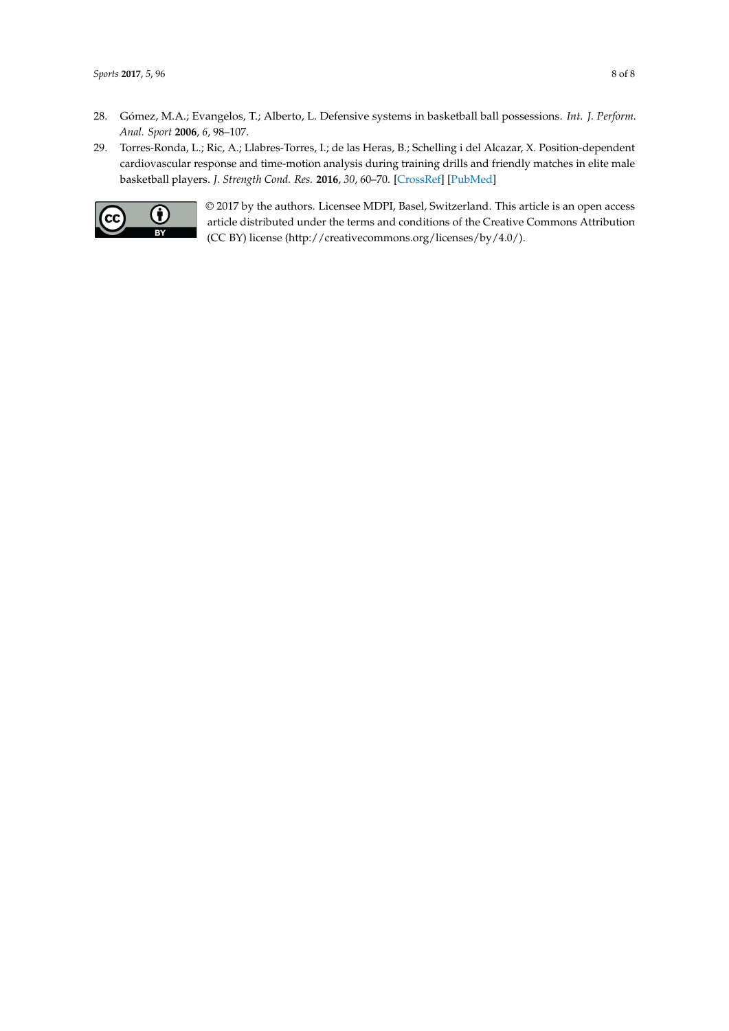28. Gómez, M.A.; Evangelos, T.; Alberto, L. Defensive systems in basketball ball possessions. *Int. J. Perform. Anal. Sport* **2006**, *6*, 98–107.
29. Torres-Ronda, L.; Ric, A.; Llabres-Torres, I.; de las Heras, B.; Schelling i del Alcazar, X. Position-dependent cardiovascular response and time-motion analysis during training drills and friendly matches in elite male basketball players. *J. Strength Cond. Res.* **2016**, *30*, 60–70. [CrossRef] [PubMed]

© 2017 by the authors. Licensee MDPI, Basel, Switzerland. This article is an open access article distributed under the terms and conditions of the Creative Commons Attribution (CC BY) license (http://creativecommons.org/licenses/by/4.0/).